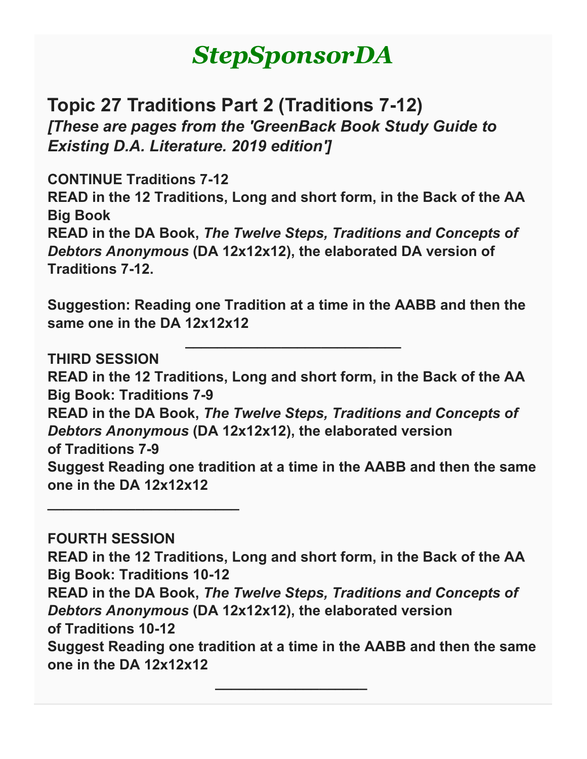# *StepSponsorDA*

## Topic 27 Traditions Part 2 (Traditions 7-12)

***[These are pages from the 'GreenBack Book Study Guide to Existing D.A. Literature. 2019 edition']***

**CONTINUE Traditions 7-12**
**READ in the 12 Traditions, Long and short form, in the Back of the AA Big Book**
**READ in the DA Book, *The Twelve Steps, Traditions and Concepts of Debtors Anonymous* (DA 12x12x12), the elaborated DA version of Traditions 7-12.**

**Suggestion: Reading one Tradition at a time in the AABB and then the same one in the DA 12x12x12**

---

**THIRD SESSION**
**READ in the 12 Traditions, Long and short form, in the Back of the AA Big Book: Traditions 7-9**
**READ in the DA Book, *The Twelve Steps, Traditions and Concepts of Debtors Anonymous* (DA 12x12x12), the elaborated version of Traditions 7-9**
**Suggest Reading one tradition at a time in the AABB and then the same one in the DA 12x12x12**

---

**FOURTH SESSION**
**READ in the 12 Traditions, Long and short form, in the Back of the AA Big Book: Traditions 10-12**
**READ in the DA Book, *The Twelve Steps, Traditions and Concepts of Debtors Anonymous* (DA 12x12x12), the elaborated version of Traditions 10-12**
**Suggest Reading one tradition at a time in the AABB and then the same one in the DA 12x12x12**

---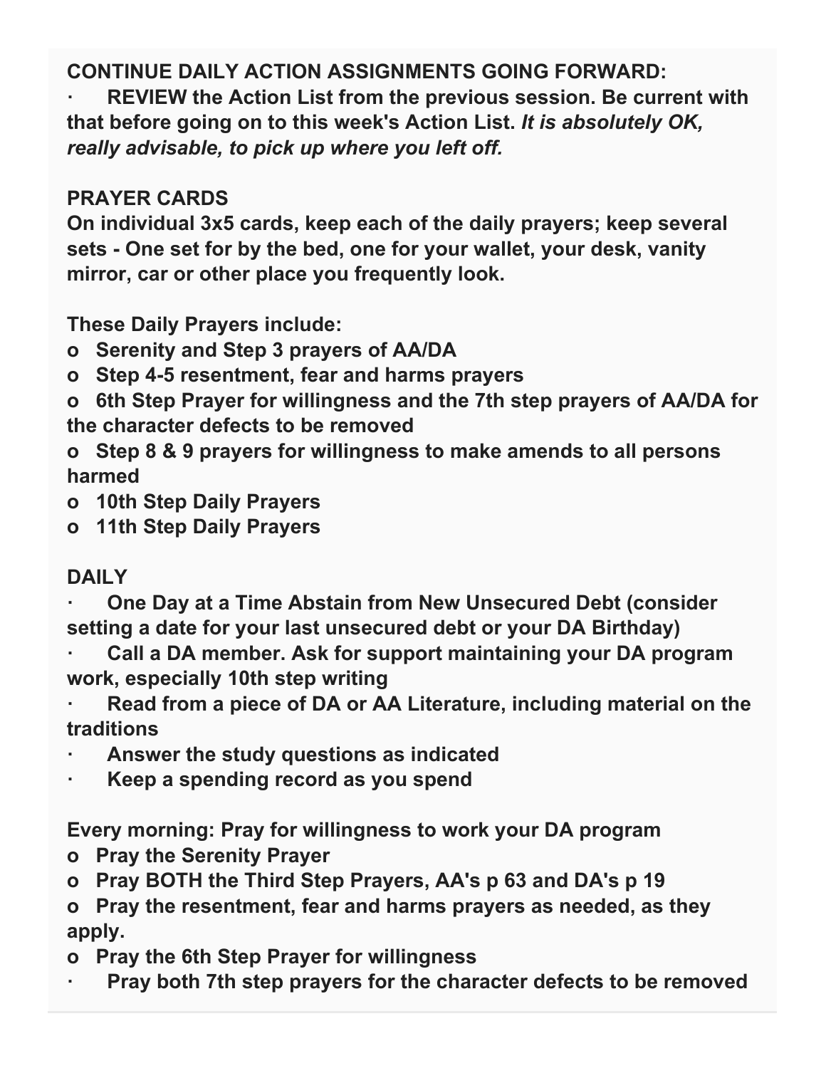**CONTINUE DAILY ACTION ASSIGNMENTS GOING FORWARD:**

- **REVIEW the Action List from the previous session. Be current with that before going on to this week's Action List.** ***It is absolutely OK, really advisable, to pick up where you left off.***

**PRAYER CARDS**

**On individual 3x5 cards, keep each of the daily prayers; keep several sets - One set for by the bed, one for your wallet, your desk, vanity mirror, car or other place you frequently look.**

**These Daily Prayers include:**

- **Serenity and Step 3 prayers of AA/DA**
- **Step 4-5 resentment, fear and harms prayers**
- **6th Step Prayer for willingness and the 7th step prayers of AA/DA for the character defects to be removed**
- **Step 8 & 9 prayers for willingness to make amends to all persons harmed**
- **10th Step Daily Prayers**
- **11th Step Daily Prayers**

**DAILY**

- **One Day at a Time Abstain from New Unsecured Debt (consider setting a date for your last unsecured debt or your DA Birthday)**
- **Call a DA member. Ask for support maintaining your DA program work, especially 10th step writing**
- **Read from a piece of DA or AA Literature, including material on the traditions**
- **Answer the study questions as indicated**
- **Keep a spending record as you spend**

**Every morning: Pray for willingness to work your DA program**

- **Pray the Serenity Prayer**
- **Pray BOTH the Third Step Prayers, AA's p 63 and DA's p 19**
- **Pray the resentment, fear and harms prayers as needed, as they apply.**
- **Pray the 6th Step Prayer for willingness**
- **Pray both 7th step prayers for the character defects to be removed**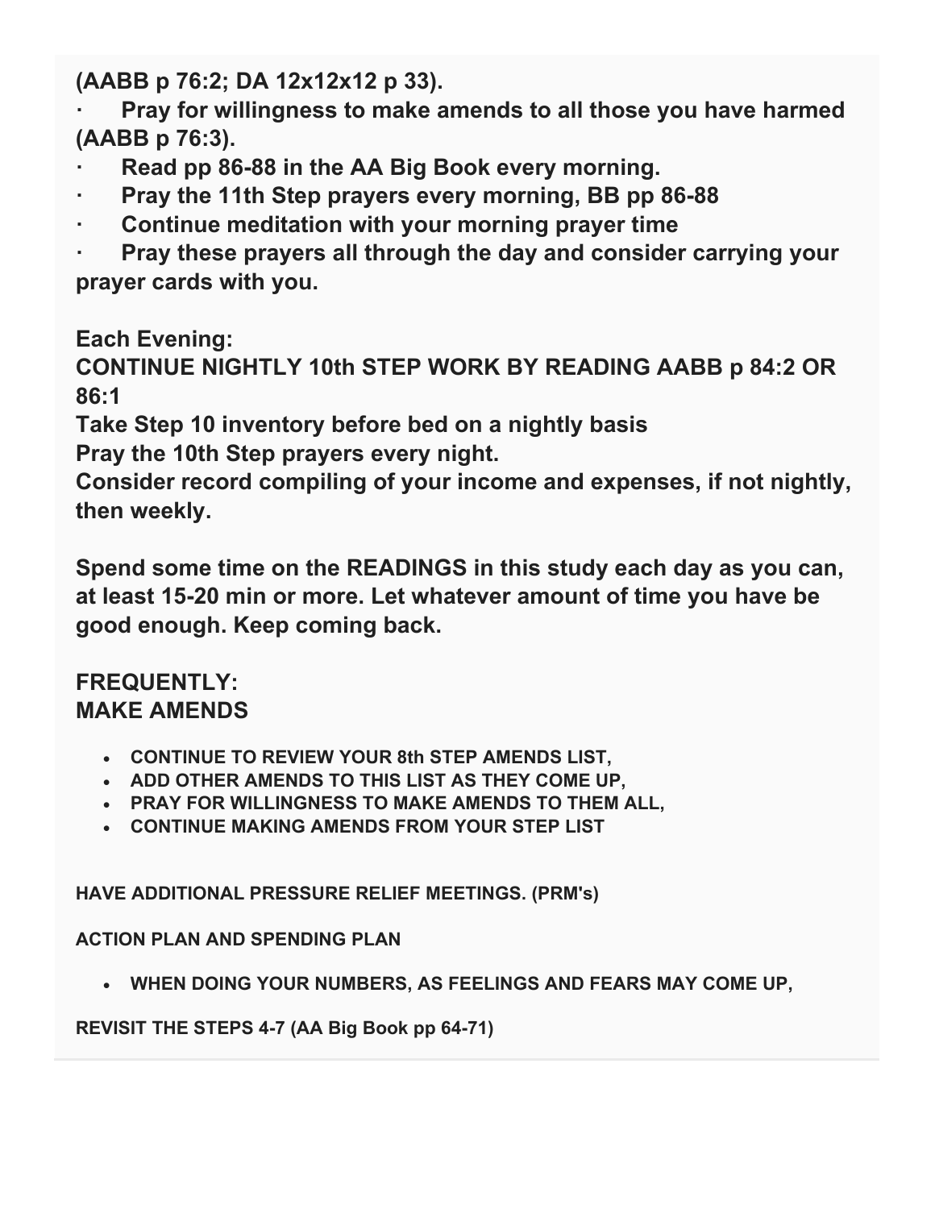**(AABB p 76:2; DA 12x12x12 p 33).**

**·     Pray for willingness to make amends to all those you have harmed (AABB p 76:3).**

**·     Read pp 86-88 in the AA Big Book every morning.**

**·     Pray the 11th Step prayers every morning, BB pp 86-88**

**·     Continue meditation with your morning prayer time**

**·     Pray these prayers all through the day and consider carrying your prayer cards with you.**

**Each Evening:**
**CONTINUE NIGHTLY 10th STEP WORK BY READING AABB p 84:2 OR 86:1**
**Take Step 10 inventory before bed on a nightly basis**
**Pray the 10th Step prayers every night.**
**Consider record compiling of your income and expenses, if not nightly, then weekly.**

**Spend some time on the READINGS in this study each day as you can, at least 15-20 min or more. Let whatever amount of time you have be good enough. Keep coming back.**

## FREQUENTLY:
## MAKE AMENDS

- **CONTINUE TO REVIEW YOUR 8th STEP AMENDS LIST,**
- **ADD OTHER AMENDS TO THIS LIST AS THEY COME UP,**
- **PRAY FOR WILLINGNESS TO MAKE AMENDS TO THEM ALL,**
- **CONTINUE MAKING AMENDS FROM YOUR STEP LIST**

**HAVE ADDITIONAL PRESSURE RELIEF MEETINGS. (PRM's)**

**ACTION PLAN AND SPENDING PLAN**

- **WHEN DOING YOUR NUMBERS, AS FEELINGS AND FEARS MAY COME UP,**

**REVISIT THE STEPS 4-7 (AA Big Book pp 64-71)**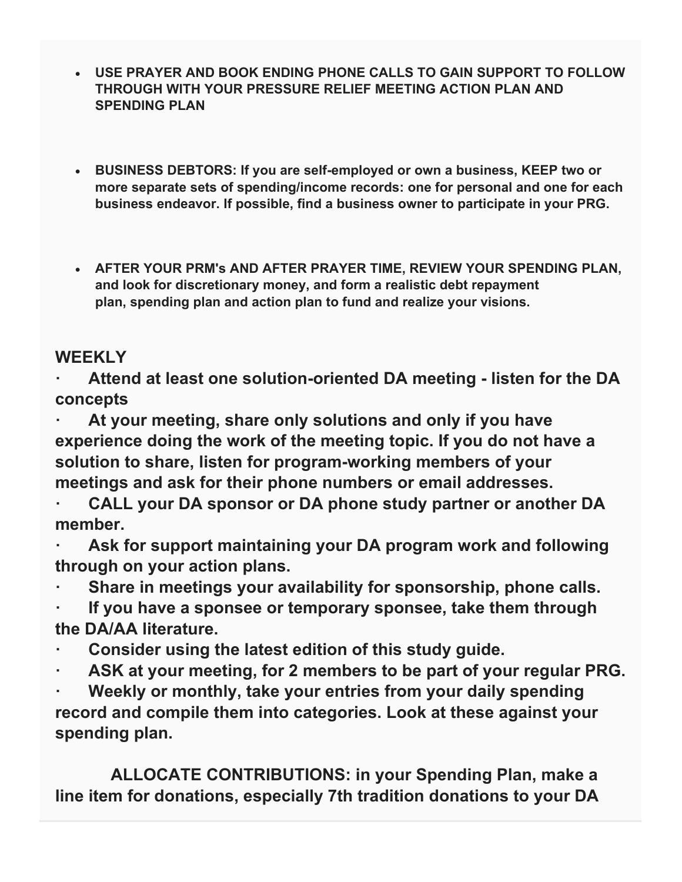- **USE PRAYER AND BOOK ENDING PHONE CALLS TO GAIN SUPPORT TO FOLLOW THROUGH WITH YOUR PRESSURE RELIEF MEETING ACTION PLAN AND SPENDING PLAN**

- **BUSINESS DEBTORS: If you are self-employed or own a business, KEEP two or more separate sets of spending/income records: one for personal and one for each business endeavor. If possible, find a business owner to participate in your PRG.**

- **AFTER YOUR PRM's AND AFTER PRAYER TIME, REVIEW YOUR SPENDING PLAN, and look for discretionary money, and form a realistic debt repayment plan, spending plan and action plan to fund and realize your visions.**

## WEEKLY

- **Attend at least one solution-oriented DA meeting - listen for the DA concepts**
- **At your meeting, share only solutions and only if you have experience doing the work of the meeting topic. If you do not have a solution to share, listen for program-working members of your meetings and ask for their phone numbers or email addresses.**
- **CALL your DA sponsor or DA phone study partner or another DA member.**
- **Ask for support maintaining your DA program work and following through on your action plans.**
- **Share in meetings your availability for sponsorship, phone calls.**
- **If you have a sponsee or temporary sponsee, take them through the DA/AA literature.**
- **Consider using the latest edition of this study guide.**
- **ASK at your meeting, for 2 members to be part of your regular PRG.**
- **Weekly or monthly, take your entries from your daily spending record and compile them into categories. Look at these against your spending plan.**

**ALLOCATE CONTRIBUTIONS: in your Spending Plan, make a line item for donations, especially 7th tradition donations to your DA**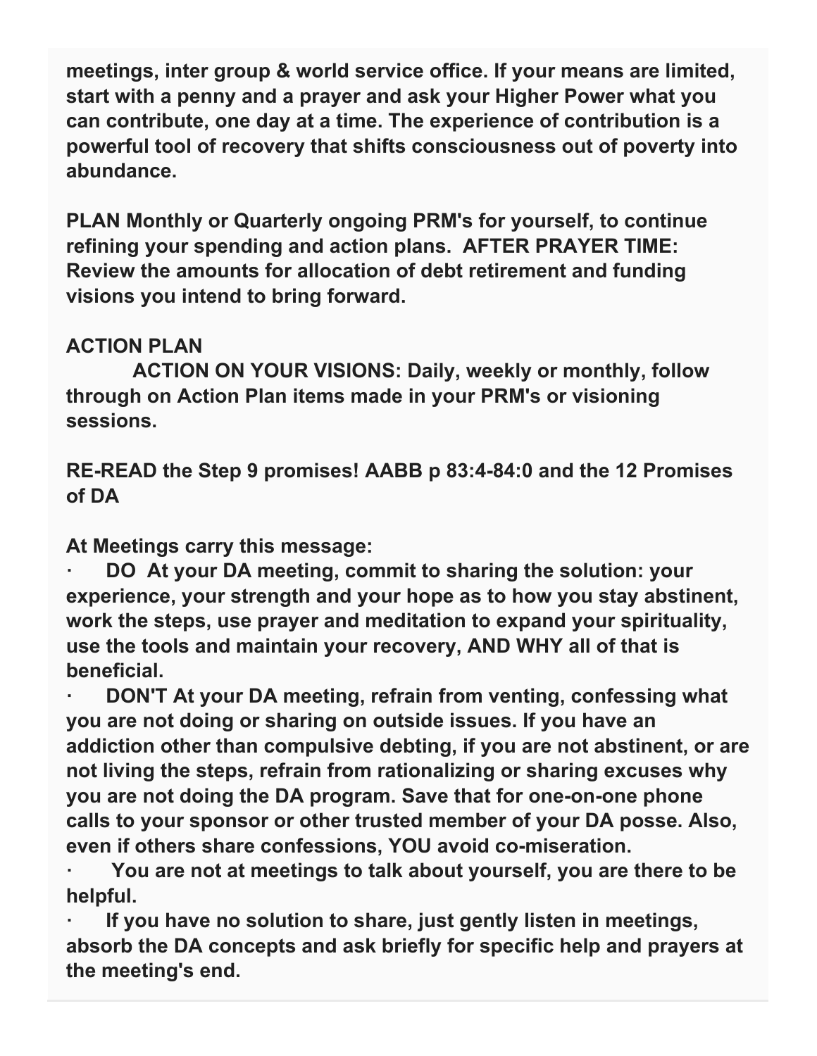**meetings, inter group & world service office. If your means are limited, start with a penny and a prayer and ask your Higher Power what you can contribute, one day at a time. The experience of contribution is a powerful tool of recovery that shifts consciousness out of poverty into abundance.**

**PLAN Monthly or Quarterly ongoing PRM's for yourself, to continue refining your spending and action plans. AFTER PRAYER TIME: Review the amounts for allocation of debt retirement and funding visions you intend to bring forward.**

**ACTION PLAN**

**ACTION ON YOUR VISIONS: Daily, weekly or monthly, follow through on Action Plan items made in your PRM's or visioning sessions.**

**RE-READ the Step 9 promises! AABB p 83:4-84:0 and the 12 Promises of DA**

**At Meetings carry this message:**

- **DO At your DA meeting, commit to sharing the solution: your experience, your strength and your hope as to how you stay abstinent, work the steps, use prayer and meditation to expand your spirituality, use the tools and maintain your recovery, AND WHY all of that is beneficial.**
- **DON'T At your DA meeting, refrain from venting, confessing what you are not doing or sharing on outside issues. If you have an addiction other than compulsive debting, if you are not abstinent, or are not living the steps, refrain from rationalizing or sharing excuses why you are not doing the DA program. Save that for one-on-one phone calls to your sponsor or other trusted member of your DA posse. Also, even if others share confessions, YOU avoid co-miseration.**
- **You are not at meetings to talk about yourself, you are there to be helpful.**
- **If you have no solution to share, just gently listen in meetings, absorb the DA concepts and ask briefly for specific help and prayers at the meeting's end.**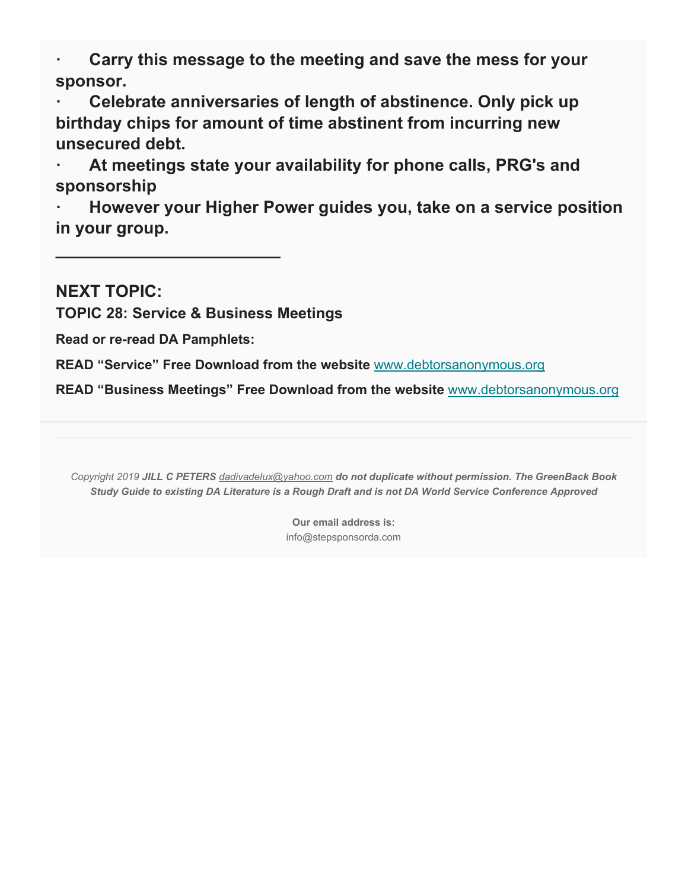- **Carry this message to the meeting and save the mess for your sponsor.**
- **Celebrate anniversaries of length of abstinence. Only pick up birthday chips for amount of time abstinent from incurring new unsecured debt.**
- **At meetings state your availability for phone calls, PRG's and sponsorship**
- **However your Higher Power guides you, take on a service position in your group.**

---

## NEXT TOPIC:

### TOPIC 28: Service & Business Meetings

**Read or re-read DA Pamphlets:**

**READ "Service" Free Download from the website** [www.debtorsanonymous.org](www.debtorsanonymous.org)

**READ "Business Meetings" Free Download from the website** [www.debtorsanonymous.org](www.debtorsanonymous.org)

---

*Copyright 2019* ***JILL C PETERS*** *dadivadelux@yahoo.com* ***do not duplicate without permission. The GreenBack Book Study Guide to existing DA Literature is a Rough Draft and is not DA World Service Conference Approved***

**Our email address is:**
info@stepsponsorda.com